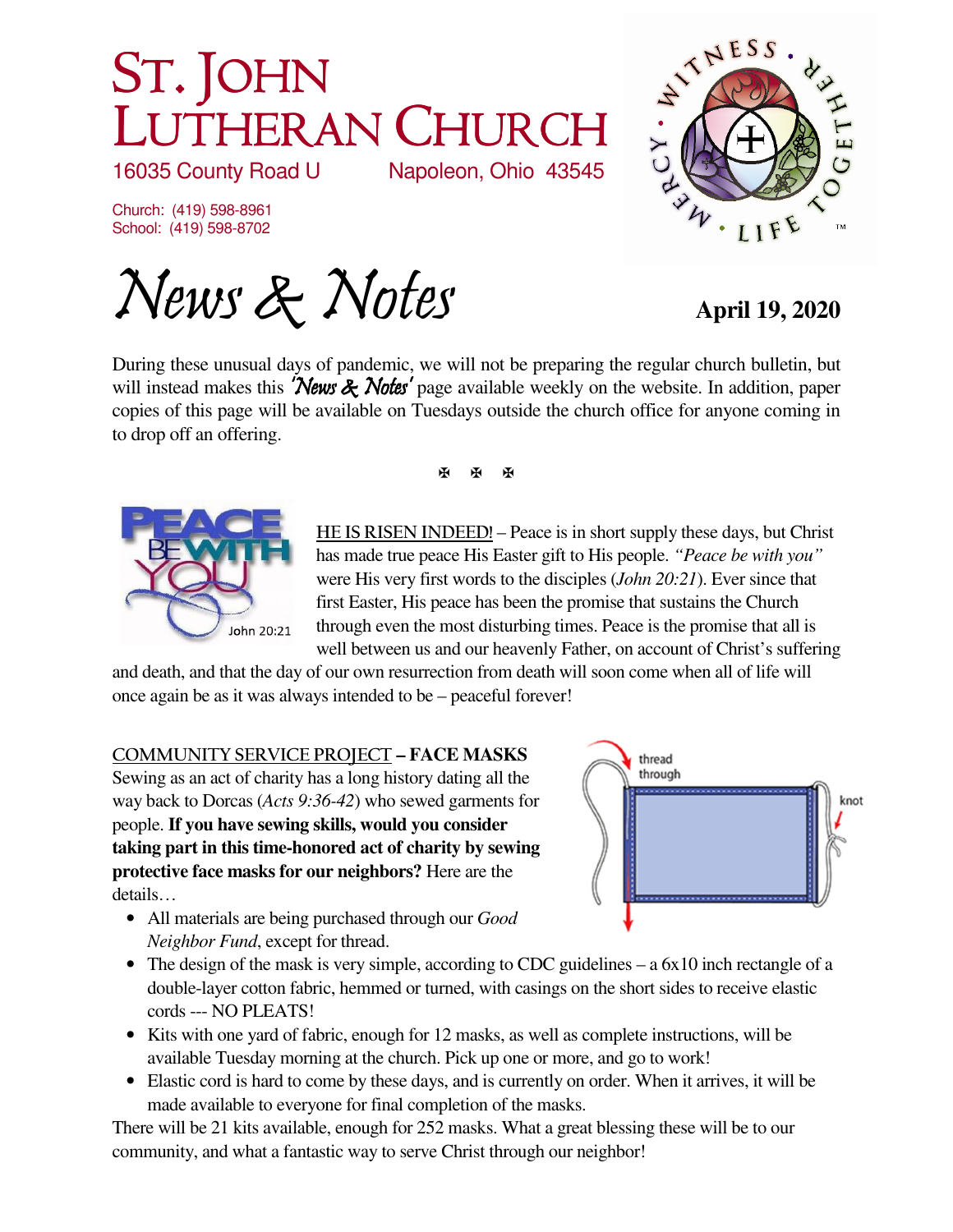# St. John Lutheran Church

16035 County Road U    Napoleon, Ohio 43545

Church: (419) 598-8961
School: (419) 598-8702

# *News & Notes*

**April 19, 2020**

During these unusual days of pandemic, we will not be preparing the regular church bulletin, but will instead makes this *'News & Notes'* page available weekly on the website. In addition, paper copies of this page will be available on Tuesdays outside the church office for anyone coming in to drop off an offering.

✠ ✠ ✠

HE IS RISEN INDEED! – Peace is in short supply these days, but Christ has made true peace His Easter gift to His people. *"Peace be with you"* were His very first words to the disciples (*John 20:21*). Ever since that first Easter, His peace has been the promise that sustains the Church through even the most disturbing times. Peace is the promise that all is well between us and our heavenly Father, on account of Christ's suffering and death, and that the day of our own resurrection from death will soon come when all of life will once again be as it was always intended to be – peaceful forever!

COMMUNITY SERVICE PROJECT **– FACE MASKS**
Sewing as an act of charity has a long history dating all the way back to Dorcas (*Acts 9:36-42*) who sewed garments for people. **If you have sewing skills, would you consider taking part in this time-honored act of charity by sewing protective face masks for our neighbors?** Here are the details…

- All materials are being purchased through our *Good Neighbor Fund*, except for thread.
- The design of the mask is very simple, according to CDC guidelines – a 6x10 inch rectangle of a double-layer cotton fabric, hemmed or turned, with casings on the short sides to receive elastic cords --- NO PLEATS!
- Kits with one yard of fabric, enough for 12 masks, as well as complete instructions, will be available Tuesday morning at the church. Pick up one or more, and go to work!
- Elastic cord is hard to come by these days, and is currently on order. When it arrives, it will be made available to everyone for final completion of the masks.

There will be 21 kits available, enough for 252 masks. What a great blessing these will be to our community, and what a fantastic way to serve Christ through our neighbor!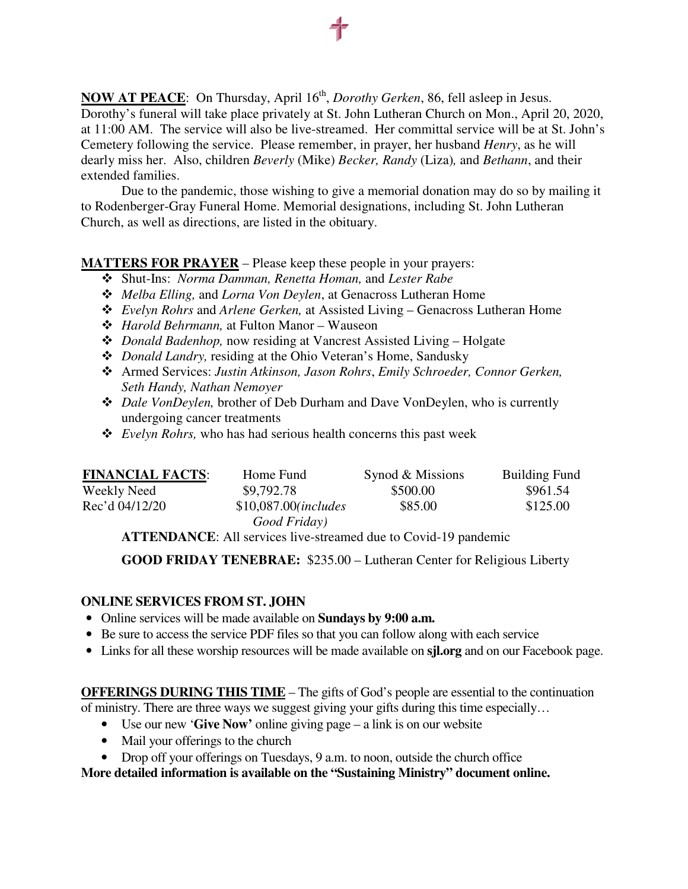**NOW AT PEACE**: On Thursday, April 16th, *Dorothy Gerken*, 86, fell asleep in Jesus. Dorothy's funeral will take place privately at St. John Lutheran Church on Mon., April 20, 2020, at 11:00 AM. The service will also be live-streamed. Her committal service will be at St. John's Cemetery following the service. Please remember, in prayer, her husband *Henry*, as he will dearly miss her. Also, children *Beverly* (Mike) *Becker, Randy* (Liza), and *Bethann*, and their extended families.

Due to the pandemic, those wishing to give a memorial donation may do so by mailing it to Rodenberger-Gray Funeral Home. Memorial designations, including St. John Lutheran Church, as well as directions, are listed in the obituary.

**MATTERS FOR PRAYER** – Please keep these people in your prayers:

- Shut-Ins: *Norma Damman, Renetta Homan,* and *Lester Rabe*
- *Melba Elling,* and *Lorna Von Deylen*, at Genacross Lutheran Home
- *Evelyn Rohrs* and *Arlene Gerken,* at Assisted Living – Genacross Lutheran Home
- *Harold Behrmann,* at Fulton Manor – Wauseon
- *Donald Badenhop,* now residing at Vancrest Assisted Living – Holgate
- *Donald Landry,* residing at the Ohio Veteran's Home, Sandusky
- Armed Services: *Justin Atkinson, Jason Rohrs*, *Emily Schroeder, Connor Gerken, Seth Handy, Nathan Nemoyer*
- *Dale VonDeylen,* brother of Deb Durham and Dave VonDeylen, who is currently undergoing cancer treatments
- *Evelyn Rohrs,* who has had serious health concerns this past week

| **FINANCIAL FACTS**: | Home Fund | Synod & Missions | Building Fund |
|---|---|---|---|
| Weekly Need | $9,792.78 | $500.00 | $961.54 |
| Rec'd 04/12/20 | $10,087.00*(includes Good Friday)* | $85.00 | $125.00 |

**ATTENDANCE**: All services live-streamed due to Covid-19 pandemic

**GOOD FRIDAY TENEBRAE:** $235.00 – Lutheran Center for Religious Liberty

**ONLINE SERVICES FROM ST. JOHN**

- Online services will be made available on **Sundays by 9:00 a.m.**
- Be sure to access the service PDF files so that you can follow along with each service
- Links for all these worship resources will be made available on **sjl.org** and on our Facebook page.

**OFFERINGS DURING THIS TIME** – The gifts of God's people are essential to the continuation of ministry. There are three ways we suggest giving your gifts during this time especially…

- Use our new '**Give Now'** online giving page – a link is on our website
- Mail your offerings to the church
- Drop off your offerings on Tuesdays, 9 a.m. to noon, outside the church office

**More detailed information is available on the "Sustaining Ministry" document online.**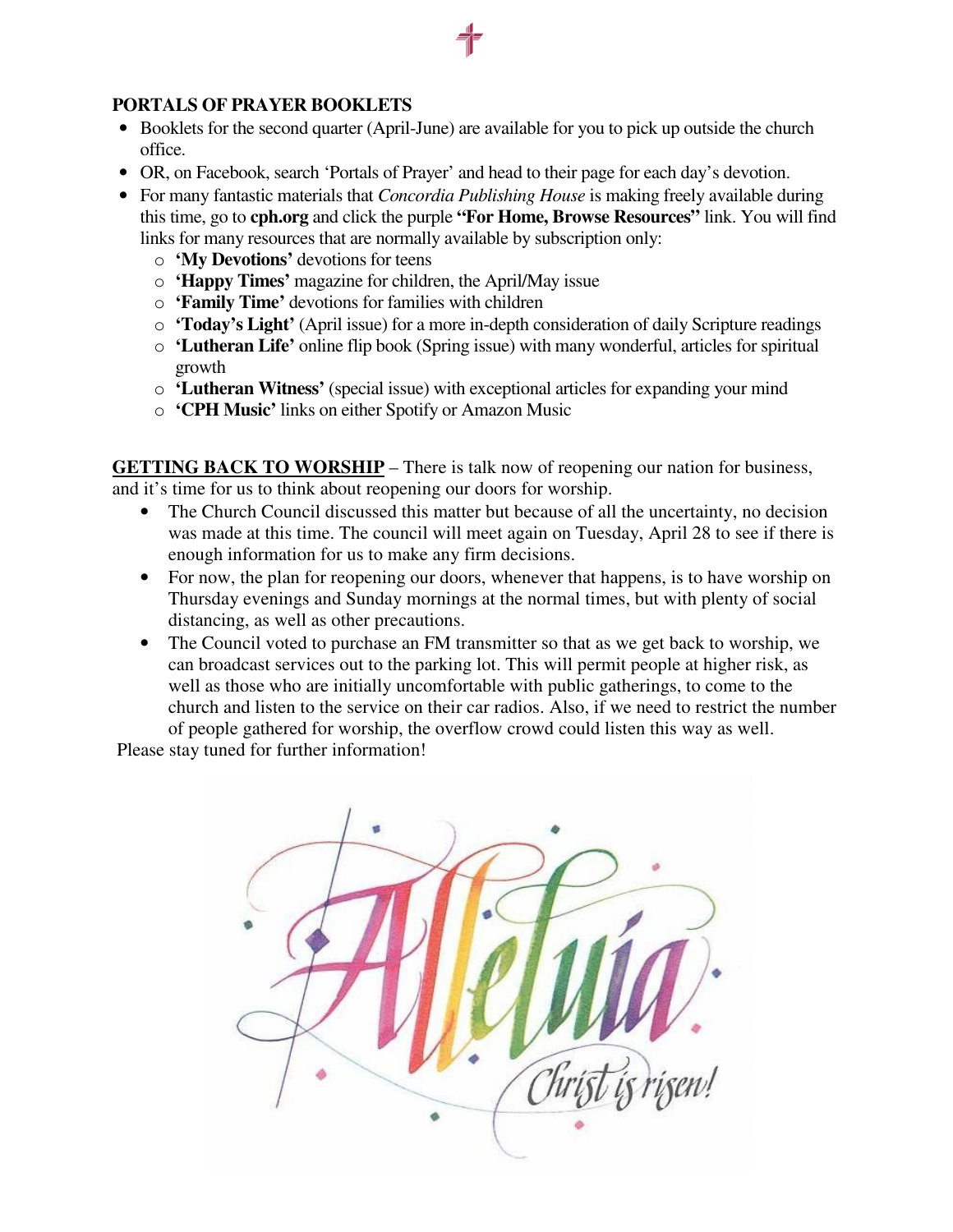**PORTALS OF PRAYER BOOKLETS**

- Booklets for the second quarter (April-June) are available for you to pick up outside the church office.
- OR, on Facebook, search 'Portals of Prayer' and head to their page for each day's devotion.
- For many fantastic materials that *Concordia Publishing House* is making freely available during this time, go to **cph.org** and click the purple **"For Home, Browse Resources"** link. You will find links for many resources that are normally available by subscription only:
  - **'My Devotions'** devotions for teens
  - **'Happy Times'** magazine for children, the April/May issue
  - **'Family Time'** devotions for families with children
  - **'Today's Light'** (April issue) for a more in-depth consideration of daily Scripture readings
  - **'Lutheran Life'** online flip book (Spring issue) with many wonderful, articles for spiritual growth
  - **'Lutheran Witness'** (special issue) with exceptional articles for expanding your mind
  - **'CPH Music'** links on either Spotify or Amazon Music

**<u>GETTING BACK TO WORSHIP</u>** – There is talk now of reopening our nation for business, and it's time for us to think about reopening our doors for worship.

- The Church Council discussed this matter but because of all the uncertainty, no decision was made at this time. The council will meet again on Tuesday, April 28 to see if there is enough information for us to make any firm decisions.
- For now, the plan for reopening our doors, whenever that happens, is to have worship on Thursday evenings and Sunday mornings at the normal times, but with plenty of social distancing, as well as other precautions.
- The Council voted to purchase an FM transmitter so that as we get back to worship, we can broadcast services out to the parking lot. This will permit people at higher risk, as well as those who are initially uncomfortable with public gatherings, to come to the church and listen to the service on their car radios. Also, if we need to restrict the number of people gathered for worship, the overflow crowd could listen this way as well.

Please stay tuned for further information!

Alleluia

Christ is risen!